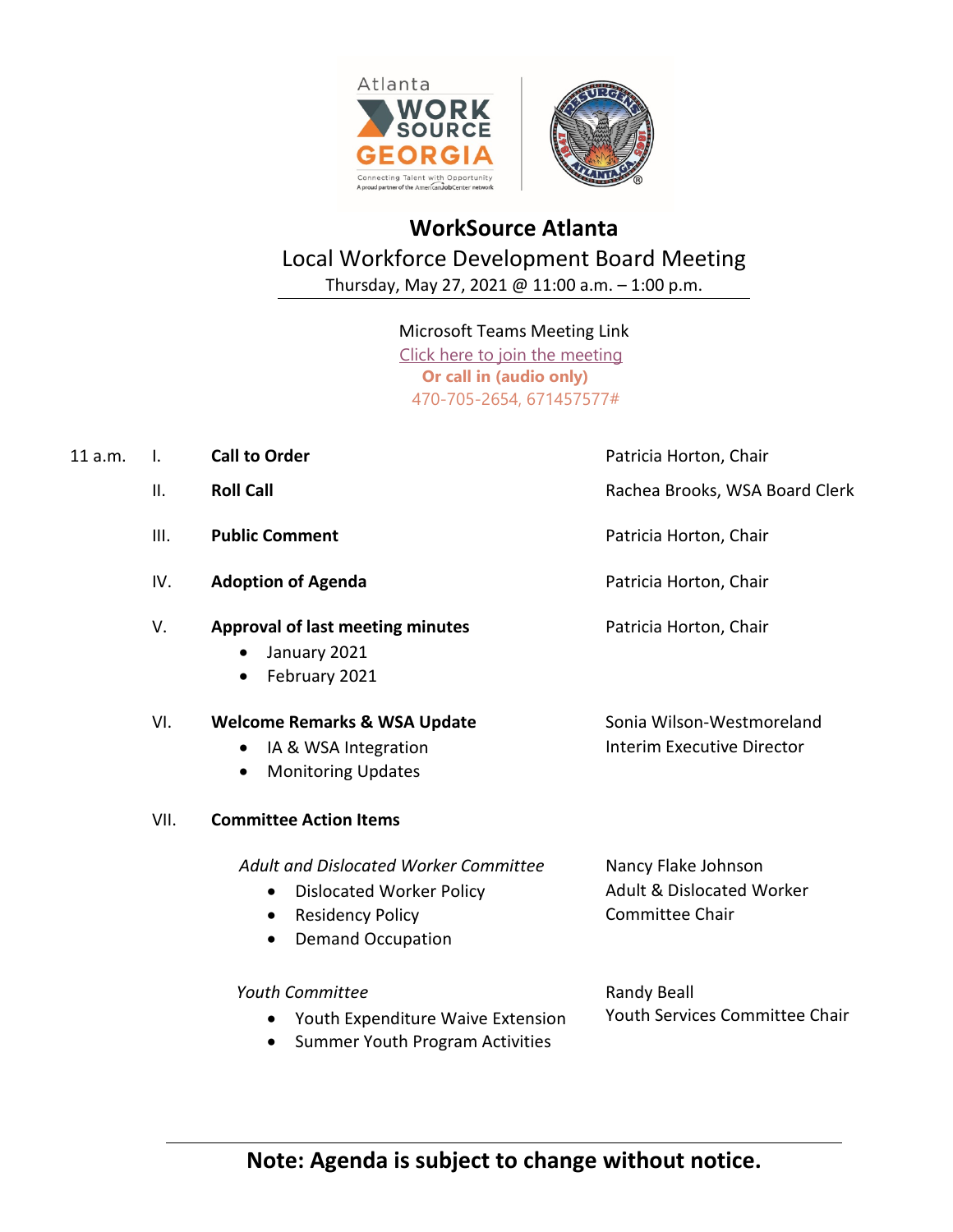# WorkSource Atlanta

## Local Workforce Development Board Meeting

Thursday, May 27, 2021 @ 11:00 a.m. – 1:00 p.m.

Microsoft Teams Meeting Link

Click here to join the meeting

**Or call in (audio only)**

470-705-2654, 671457577#

| | | | |
|---|---|---|---|
| 11 a.m. | I. | **Call to Order** | Patricia Horton, Chair |
| | II. | **Roll Call** | Rachea Brooks, WSA Board Clerk |
| | III. | **Public Comment** | Patricia Horton, Chair |
| | IV. | **Adoption of Agenda** | Patricia Horton, Chair |
| | V. | **Approval of last meeting minutes**<br>• January 2021<br>• February 2021 | Patricia Horton, Chair |
| | VI. | **Welcome Remarks & WSA Update**<br>• IA & WSA Integration<br>• Monitoring Updates | Sonia Wilson-Westmoreland<br>Interim Executive Director |
| | VII. | **Committee Action Items** | |
| | | *Adult and Dislocated Worker Committee*<br>• Dislocated Worker Policy<br>• Residency Policy<br>• Demand Occupation | Nancy Flake Johnson<br>Adult & Dislocated Worker Committee Chair |
| | | *Youth Committee*<br>• Youth Expenditure Waive Extension<br>• Summer Youth Program Activities | Randy Beall<br>Youth Services Committee Chair |

**Note: Agenda is subject to change without notice.**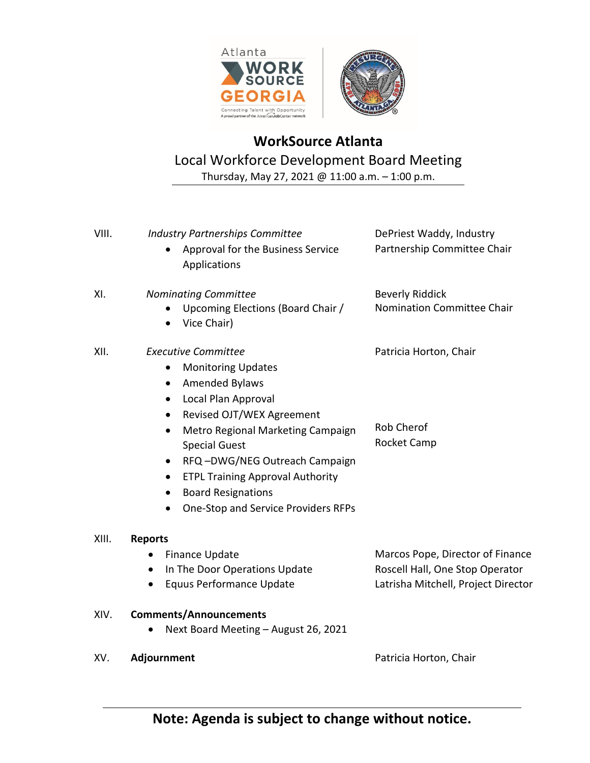# WorkSource Atlanta

## Local Workforce Development Board Meeting

Thursday, May 27, 2021 @ 11:00 a.m. – 1:00 p.m.

VIII. *Industry Partnerships Committee* — DePriest Waddy, Industry Partnership Committee Chair

- Approval for the Business Service Applications

XI. *Nominating Committee* — Beverly Riddick, Nomination Committee Chair

- Upcoming Elections (Board Chair /
- Vice Chair)

XII. *Executive Committee* — Patricia Horton, Chair

- Monitoring Updates
- Amended Bylaws
- Local Plan Approval
- Revised OJT/WEX Agreement
- Metro Regional Marketing Campaign Special Guest — Rob Cherof, Rocket Camp
- RFQ –DWG/NEG Outreach Campaign
- ETPL Training Approval Authority
- Board Resignations
- One-Stop and Service Providers RFPs

XIII. **Reports**

- Finance Update — Marcos Pope, Director of Finance
- In The Door Operations Update — Roscell Hall, One Stop Operator
- Equus Performance Update — Latrisha Mitchell, Project Director

XIV. **Comments/Announcements**

- Next Board Meeting – August 26, 2021

XV. **Adjournment** — Patricia Horton, Chair

**Note: Agenda is subject to change without notice.**